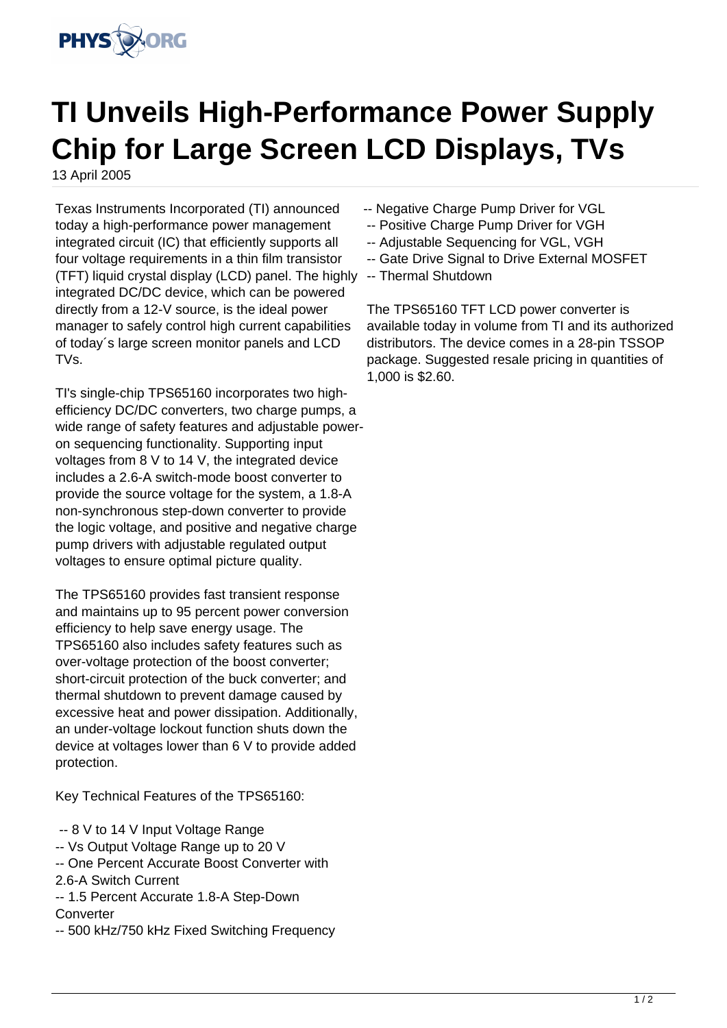# TI Unveils High-Performance Power Supply Chip for Large Screen LCD Displays, TVs

13 April 2005

Texas Instruments Incorporated (TI) announced today a high-performance power management integrated circuit (IC) that efficiently supports all four voltage requirements in a thin film transistor (TFT) liquid crystal display (LCD) panel. The highly integrated DC/DC device, which can be powered directly from a 12-V source, is the ideal power manager to safely control high current capabilities of today´s large screen monitor panels and LCD TVs.

TI's single-chip TPS65160 incorporates two high-efficiency DC/DC converters, two charge pumps, a wide range of safety features and adjustable power-on sequencing functionality. Supporting input voltages from 8 V to 14 V, the integrated device includes a 2.6-A switch-mode boost converter to provide the source voltage for the system, a 1.8-A non-synchronous step-down converter to provide the logic voltage, and positive and negative charge pump drivers with adjustable regulated output voltages to ensure optimal picture quality.

The TPS65160 provides fast transient response and maintains up to 95 percent power conversion efficiency to help save energy usage. The TPS65160 also includes safety features such as over-voltage protection of the boost converter; short-circuit protection of the buck converter; and thermal shutdown to prevent damage caused by excessive heat and power dissipation. Additionally, an under-voltage lockout function shuts down the device at voltages lower than 6 V to provide added protection.

Key Technical Features of the TPS65160:

- -- 8 V to 14 V Input Voltage Range
- -- Vs Output Voltage Range up to 20 V
- -- One Percent Accurate Boost Converter with 2.6-A Switch Current
- -- 1.5 Percent Accurate 1.8-A Step-Down Converter
- -- 500 kHz/750 kHz Fixed Switching Frequency
- -- Negative Charge Pump Driver for VGL
- -- Positive Charge Pump Driver for VGH
- -- Adjustable Sequencing for VGL, VGH
- -- Gate Drive Signal to Drive External MOSFET
- -- Thermal Shutdown

The TPS65160 TFT LCD power converter is available today in volume from TI and its authorized distributors. The device comes in a 28-pin TSSOP package. Suggested resale pricing in quantities of 1,000 is $2.60.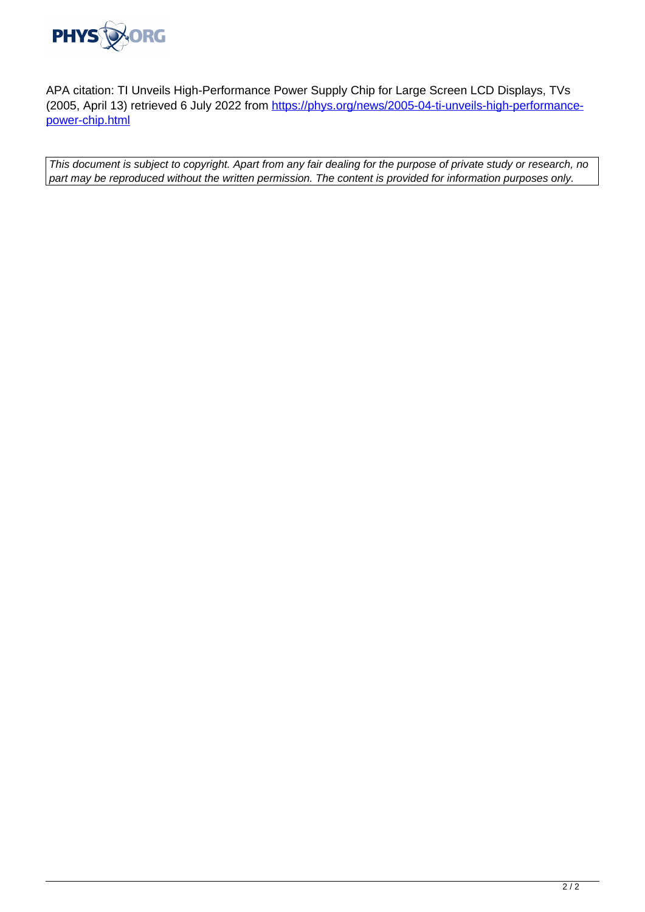APA citation: TI Unveils High-Performance Power Supply Chip for Large Screen LCD Displays, TVs (2005, April 13) retrieved 6 July 2022 from https://phys.org/news/2005-04-ti-unveils-high-performance-power-chip.html

*This document is subject to copyright. Apart from any fair dealing for the purpose of private study or research, no part may be reproduced without the written permission. The content is provided for information purposes only.*